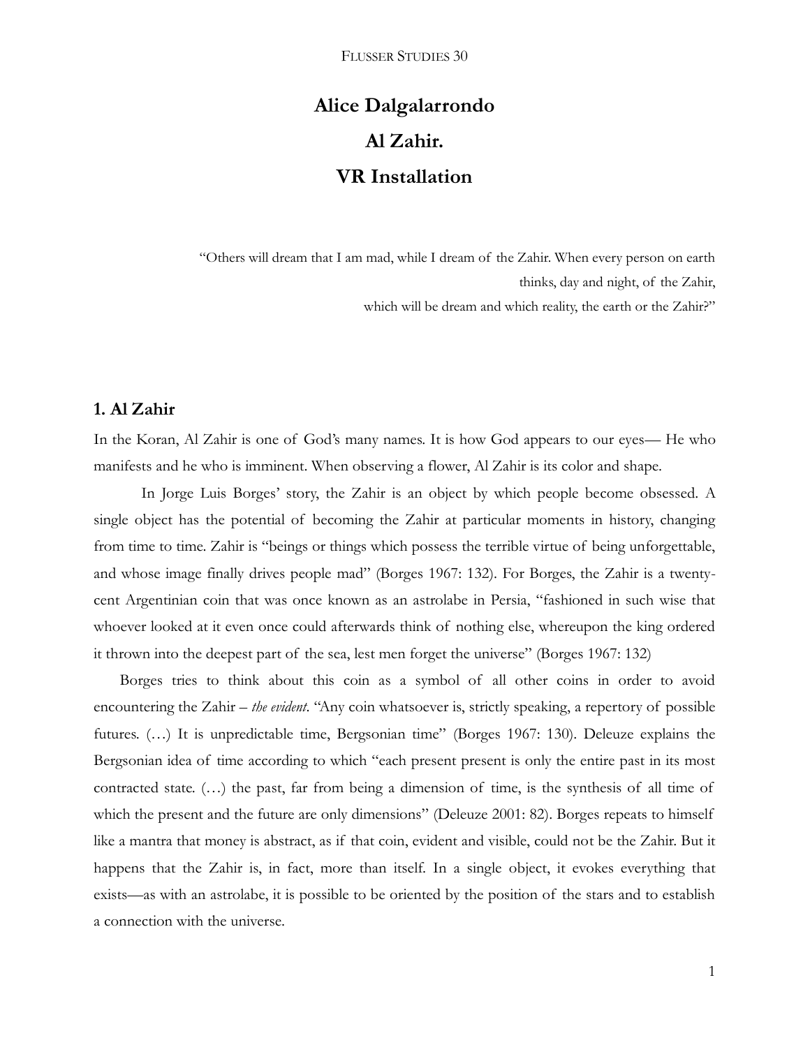# Alice Dalgalarrondo

# Al Zahir.

# VR Installation

> "Others will dream that I am mad, while I dream of the Zahir. When every person on earth thinks, day and night, of the Zahir,
> which will be dream and which reality, the earth or the Zahir?"

## 1. Al Zahir

In the Koran, Al Zahir is one of God's many names. It is how God appears to our eyes— He who manifests and he who is imminent. When observing a flower, Al Zahir is its color and shape.

In Jorge Luis Borges' story, the Zahir is an object by which people become obsessed. A single object has the potential of becoming the Zahir at particular moments in history, changing from time to time. Zahir is "beings or things which possess the terrible virtue of being unforgettable, and whose image finally drives people mad" (Borges 1967: 132). For Borges, the Zahir is a twenty-cent Argentinian coin that was once known as an astrolabe in Persia, "fashioned in such wise that whoever looked at it even once could afterwards think of nothing else, whereupon the king ordered it thrown into the deepest part of the sea, lest men forget the universe" (Borges 1967: 132)

Borges tries to think about this coin as a symbol of all other coins in order to avoid encountering the Zahir – *the evident*. "Any coin whatsoever is, strictly speaking, a repertory of possible futures. (…) It is unpredictable time, Bergsonian time" (Borges 1967: 130). Deleuze explains the Bergsonian idea of time according to which "each present present is only the entire past in its most contracted state. (…) the past, far from being a dimension of time, is the synthesis of all time of which the present and the future are only dimensions" (Deleuze 2001: 82). Borges repeats to himself like a mantra that money is abstract, as if that coin, evident and visible, could not be the Zahir. But it happens that the Zahir is, in fact, more than itself. In a single object, it evokes everything that exists—as with an astrolabe, it is possible to be oriented by the position of the stars and to establish a connection with the universe.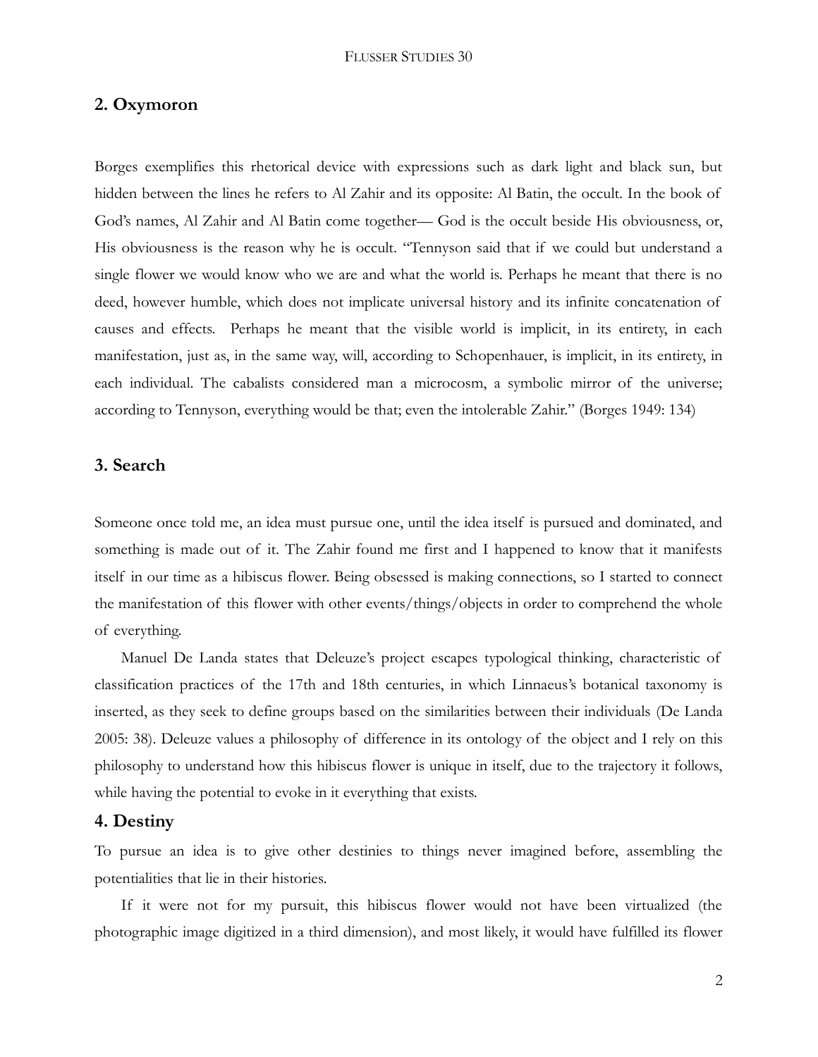## 2. Oxymoron

Borges exemplifies this rhetorical device with expressions such as dark light and black sun, but hidden between the lines he refers to Al Zahir and its opposite: Al Batin, the occult. In the book of God's names, Al Zahir and Al Batin come together— God is the occult beside His obviousness, or, His obviousness is the reason why he is occult. "Tennyson said that if we could but understand a single flower we would know who we are and what the world is. Perhaps he meant that there is no deed, however humble, which does not implicate universal history and its infinite concatenation of causes and effects. Perhaps he meant that the visible world is implicit, in its entirety, in each manifestation, just as, in the same way, will, according to Schopenhauer, is implicit, in its entirety, in each individual. The cabalists considered man a microcosm, a symbolic mirror of the universe; according to Tennyson, everything would be that; even the intolerable Zahir." (Borges 1949: 134)

## 3. Search

Someone once told me, an idea must pursue one, until the idea itself is pursued and dominated, and something is made out of it. The Zahir found me first and I happened to know that it manifests itself in our time as a hibiscus flower. Being obsessed is making connections, so I started to connect the manifestation of this flower with other events/things/objects in order to comprehend the whole of everything.

Manuel De Landa states that Deleuze's project escapes typological thinking, characteristic of classification practices of the 17th and 18th centuries, in which Linnaeus's botanical taxonomy is inserted, as they seek to define groups based on the similarities between their individuals (De Landa 2005: 38). Deleuze values a philosophy of difference in its ontology of the object and I rely on this philosophy to understand how this hibiscus flower is unique in itself, due to the trajectory it follows, while having the potential to evoke in it everything that exists.

## 4. Destiny

To pursue an idea is to give other destinies to things never imagined before, assembling the potentialities that lie in their histories.

If it were not for my pursuit, this hibiscus flower would not have been virtualized (the photographic image digitized in a third dimension), and most likely, it would have fulfilled its flower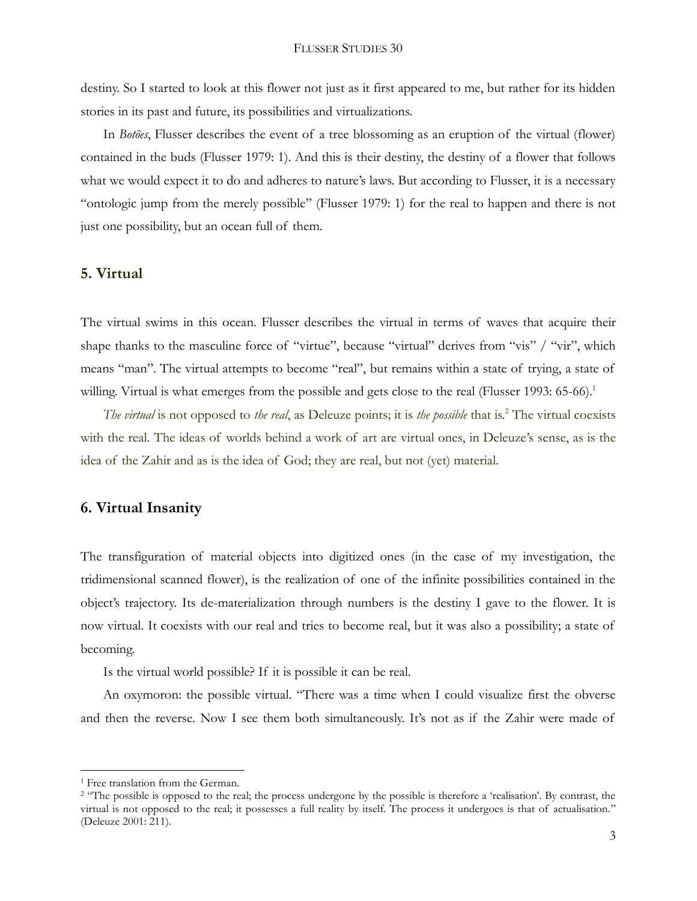destiny. So I started to look at this flower not just as it first appeared to me, but rather for its hidden stories in its past and future, its possibilities and virtualizations.

In *Botões*, Flusser describes the event of a tree blossoming as an eruption of the virtual (flower) contained in the buds (Flusser 1979: 1). And this is their destiny, the destiny of a flower that follows what we would expect it to do and adheres to nature's laws. But according to Flusser, it is a necessary "ontologic jump from the merely possible" (Flusser 1979: 1) for the real to happen and there is not just one possibility, but an ocean full of them.

## 5. Virtual

The virtual swims in this ocean. Flusser describes the virtual in terms of waves that acquire their shape thanks to the masculine force of "virtue", because "virtual" derives from "vis" / "vir", which means "man". The virtual attempts to become "real", but remains within a state of trying, a state of willing. Virtual is what emerges from the possible and gets close to the real (Flusser 1993: 65-66).[1]

*The virtual* is not opposed to *the real*, as Deleuze points; it is *the possible* that is.[2] The virtual coexists with the real. The ideas of worlds behind a work of art are virtual ones, in Deleuze's sense, as is the idea of the Zahir and as is the idea of God; they are real, but not (yet) material.

## 6. Virtual Insanity

The transfiguration of material objects into digitized ones (in the case of my investigation, the tridimensional scanned flower), is the realization of one of the infinite possibilities contained in the object's trajectory. Its de-materialization through numbers is the destiny I gave to the flower. It is now virtual. It coexists with our real and tries to become real, but it was also a possibility; a state of becoming.

Is the virtual world possible? If it is possible it can be real.

An oxymoron: the possible virtual. "There was a time when I could visualize first the obverse and then the reverse. Now I see them both simultaneously. It's not as if the Zahir were made of

---

[1] Free translation from the German.

[2] "The possible is opposed to the real; the process undergone by the possible is therefore a 'realisation'. By contrast, the virtual is not opposed to the real; it possesses a full reality by itself. The process it undergoes is that of actualisation." (Deleuze 2001: 211).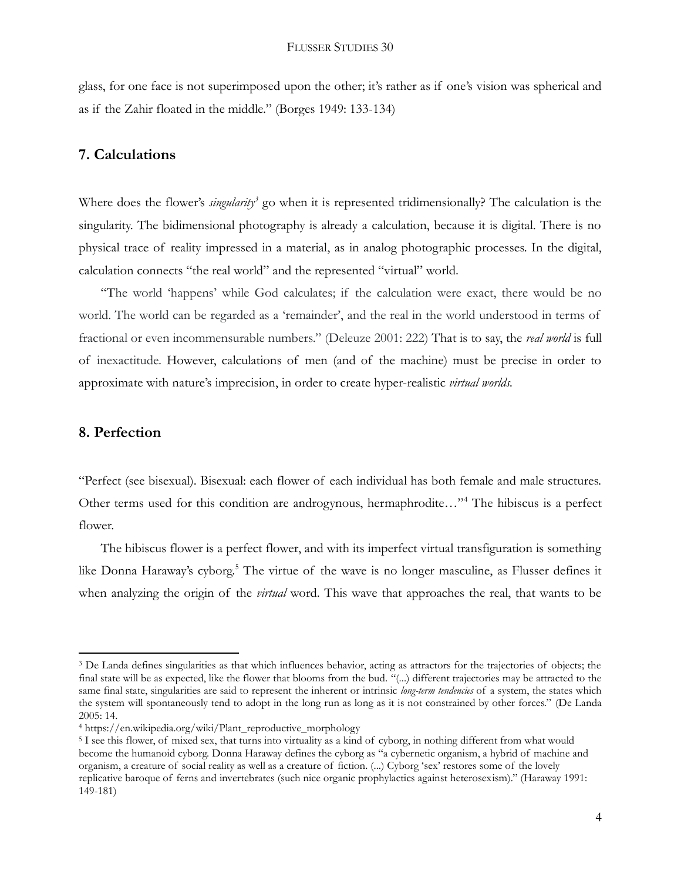glass, for one face is not superimposed upon the other; it's rather as if one's vision was spherical and as if the Zahir floated in the middle." (Borges 1949: 133-134)

## 7. Calculations

Where does the flower's *singularity*[3] go when it is represented tridimensionally? The calculation is the singularity. The bidimensional photography is already a calculation, because it is digital. There is no physical trace of reality impressed in a material, as in analog photographic processes. In the digital, calculation connects "the real world" and the represented "virtual" world.

"The world 'happens' while God calculates; if the calculation were exact, there would be no world. The world can be regarded as a 'remainder', and the real in the world understood in terms of fractional or even incommensurable numbers." (Deleuze 2001: 222) That is to say, the *real world* is full of inexactitude. However, calculations of men (and of the machine) must be precise in order to approximate with nature's imprecision, in order to create hyper-realistic *virtual worlds*.

## 8. Perfection

"Perfect (see bisexual). Bisexual: each flower of each individual has both female and male structures. Other terms used for this condition are androgynous, hermaphrodite…"[4] The hibiscus is a perfect flower.

The hibiscus flower is a perfect flower, and with its imperfect virtual transfiguration is something like Donna Haraway's cyborg.[5] The virtue of the wave is no longer masculine, as Flusser defines it when analyzing the origin of the *virtual* word. This wave that approaches the real, that wants to be

---

[3] De Landa defines singularities as that which influences behavior, acting as attractors for the trajectories of objects; the final state will be as expected, like the flower that blooms from the bud. "(...) different trajectories may be attracted to the same final state, singularities are said to represent the inherent or intrinsic *long-term tendencies* of a system, the states which the system will spontaneously tend to adopt in the long run as long as it is not constrained by other forces." (De Landa 2005: 14.

[4] https://en.wikipedia.org/wiki/Plant_reproductive_morphology

[5] I see this flower, of mixed sex, that turns into virtuality as a kind of cyborg, in nothing different from what would become the humanoid cyborg. Donna Haraway defines the cyborg as "a cybernetic organism, a hybrid of machine and organism, a creature of social reality as well as a creature of fiction. (...) Cyborg 'sex' restores some of the lovely replicative baroque of ferns and invertebrates (such nice organic prophylactics against heterosexism)." (Haraway 1991: 149-181)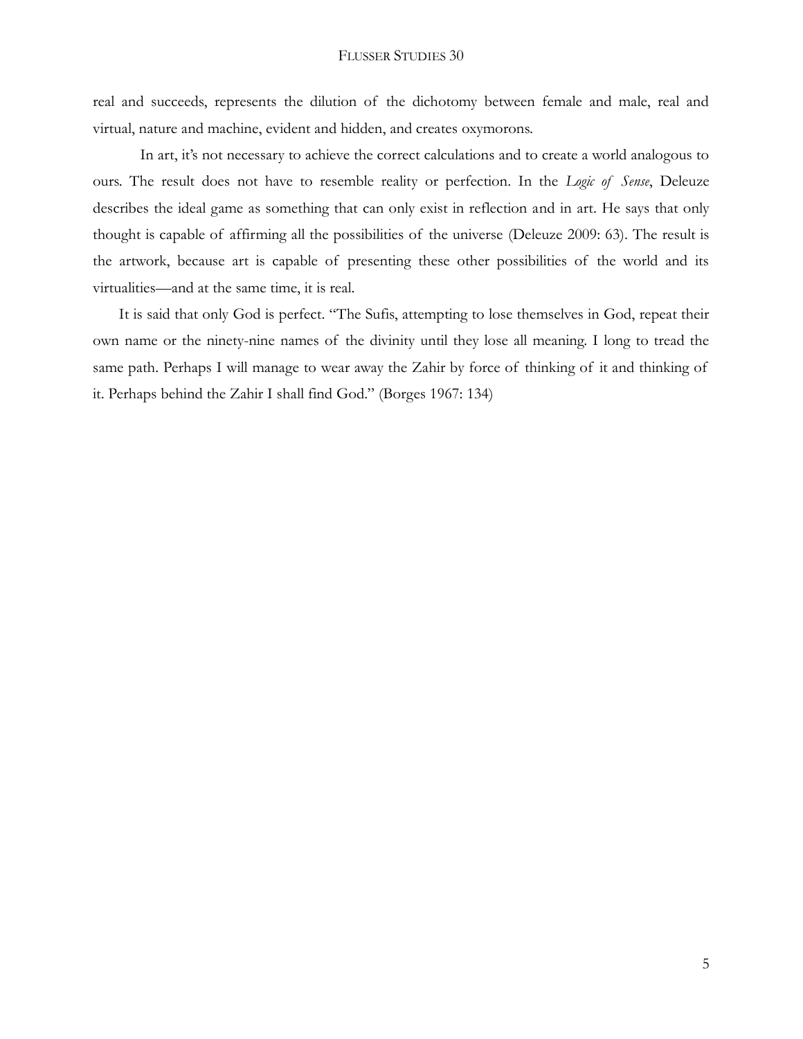real and succeeds, represents the dilution of the dichotomy between female and male, real and virtual, nature and machine, evident and hidden, and creates oxymorons.

In art, it's not necessary to achieve the correct calculations and to create a world analogous to ours. The result does not have to resemble reality or perfection. In the *Logic of Sense*, Deleuze describes the ideal game as something that can only exist in reflection and in art. He says that only thought is capable of affirming all the possibilities of the universe (Deleuze 2009: 63). The result is the artwork, because art is capable of presenting these other possibilities of the world and its virtualities—and at the same time, it is real.

It is said that only God is perfect. "The Sufis, attempting to lose themselves in God, repeat their own name or the ninety-nine names of the divinity until they lose all meaning. I long to tread the same path. Perhaps I will manage to wear away the Zahir by force of thinking of it and thinking of it. Perhaps behind the Zahir I shall find God." (Borges 1967: 134)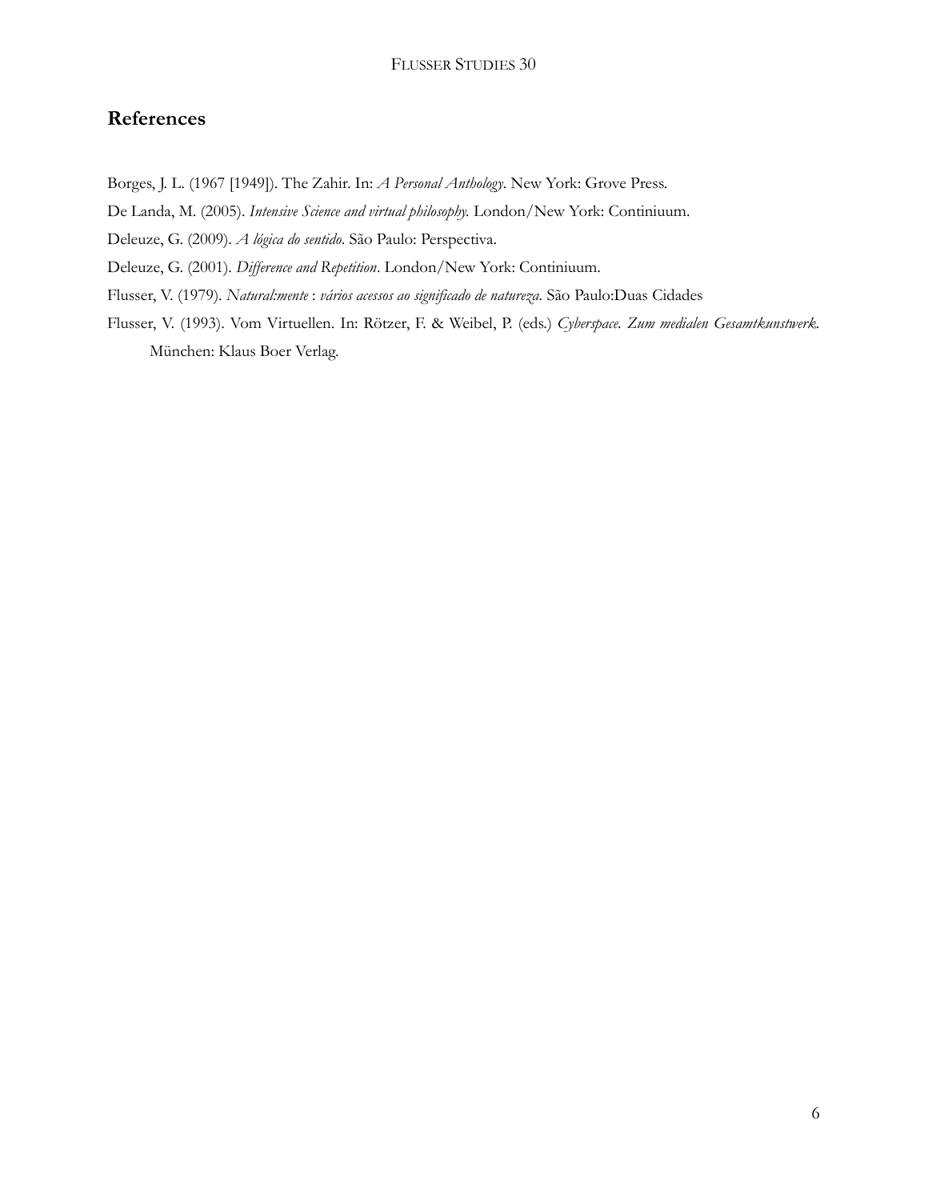## References

Borges, J. L. (1967 [1949]). The Zahir. In: *A Personal Anthology*. New York: Grove Press.

De Landa, M. (2005). *Intensive Science and virtual philosophy.* London/New York: Continiuum.

Deleuze, G. (2009). *A lógica do sentido*. São Paulo: Perspectiva.

Deleuze, G. (2001). *Difference and Repetition*. London/New York: Continiuum.

Flusser, V. (1979). *Natural:mente* : *vários acessos ao significado de natureza*. São Paulo:Duas Cidades

Flusser, V. (1993). Vom Virtuellen. In: Rötzer, F. & Weibel, P. (eds.) *Cyberspace. Zum medialen Gesamtkunstwerk*. München: Klaus Boer Verlag.